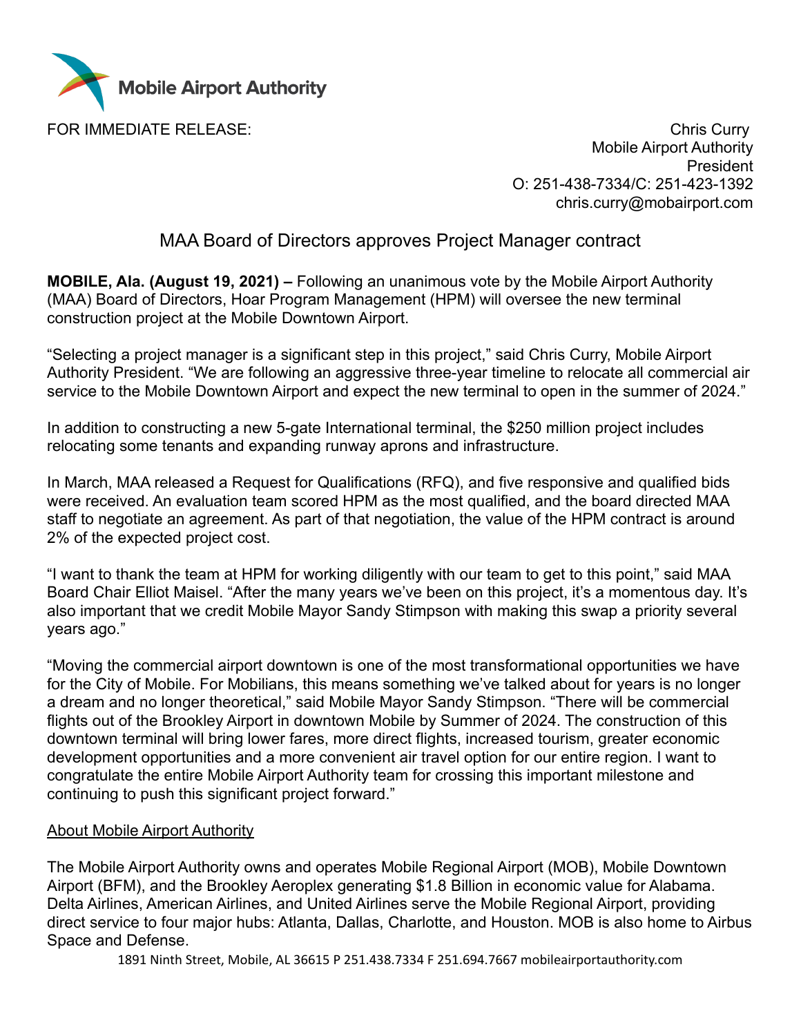Mobile Airport Authority

FOR IMMEDIATE RELEASE:

Chris Curry
Mobile Airport Authority
President
O: 251-438-7334/C: 251-423-1392
chris.curry@mobairport.com

# MAA Board of Directors approves Project Manager contract

**MOBILE, Ala. (August 19, 2021) –** Following an unanimous vote by the Mobile Airport Authority (MAA) Board of Directors, Hoar Program Management (HPM) will oversee the new terminal construction project at the Mobile Downtown Airport.

"Selecting a project manager is a significant step in this project," said Chris Curry, Mobile Airport Authority President. "We are following an aggressive three-year timeline to relocate all commercial air service to the Mobile Downtown Airport and expect the new terminal to open in the summer of 2024."

In addition to constructing a new 5-gate International terminal, the $250 million project includes relocating some tenants and expanding runway aprons and infrastructure.

In March, MAA released a Request for Qualifications (RFQ), and five responsive and qualified bids were received. An evaluation team scored HPM as the most qualified, and the board directed MAA staff to negotiate an agreement. As part of that negotiation, the value of the HPM contract is around 2% of the expected project cost.

"I want to thank the team at HPM for working diligently with our team to get to this point," said MAA Board Chair Elliot Maisel. "After the many years we've been on this project, it's a momentous day. It's also important that we credit Mobile Mayor Sandy Stimpson with making this swap a priority several years ago."

"Moving the commercial airport downtown is one of the most transformational opportunities we have for the City of Mobile. For Mobilians, this means something we've talked about for years is no longer a dream and no longer theoretical," said Mobile Mayor Sandy Stimpson. "There will be commercial flights out of the Brookley Airport in downtown Mobile by Summer of 2024. The construction of this downtown terminal will bring lower fares, more direct flights, increased tourism, greater economic development opportunities and a more convenient air travel option for our entire region. I want to congratulate the entire Mobile Airport Authority team for crossing this important milestone and continuing to push this significant project forward."

## About Mobile Airport Authority

The Mobile Airport Authority owns and operates Mobile Regional Airport (MOB), Mobile Downtown Airport (BFM), and the Brookley Aeroplex generating $1.8 Billion in economic value for Alabama. Delta Airlines, American Airlines, and United Airlines serve the Mobile Regional Airport, providing direct service to four major hubs: Atlanta, Dallas, Charlotte, and Houston. MOB is also home to Airbus Space and Defense.

1891 Ninth Street, Mobile, AL 36615 P 251.438.7334 F 251.694.7667 mobileairportauthority.com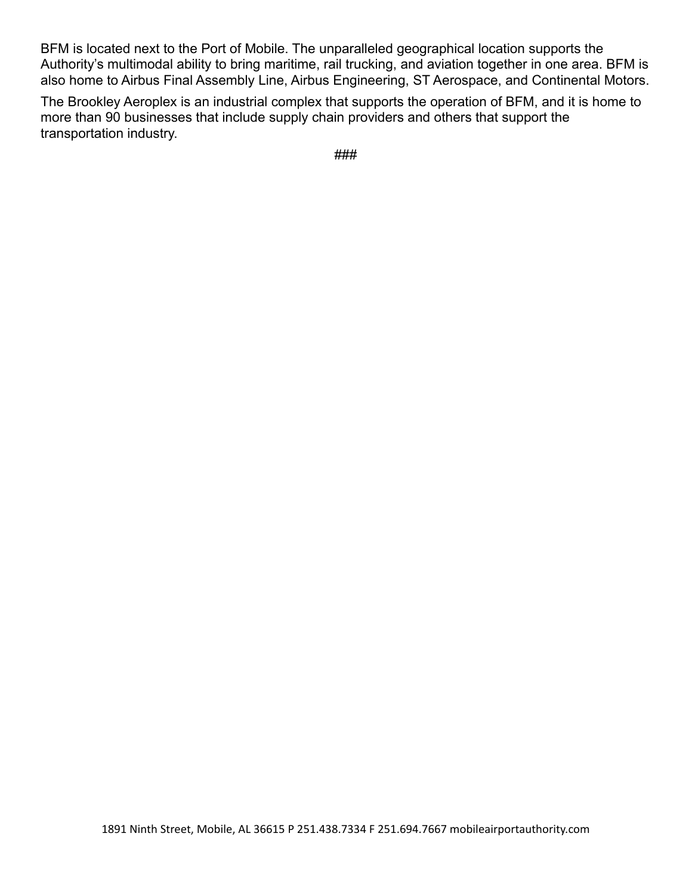BFM is located next to the Port of Mobile. The unparalleled geographical location supports the Authority's multimodal ability to bring maritime, rail trucking, and aviation together in one area. BFM is also home to Airbus Final Assembly Line, Airbus Engineering, ST Aerospace, and Continental Motors.

The Brookley Aeroplex is an industrial complex that supports the operation of BFM, and it is home to more than 90 businesses that include supply chain providers and others that support the transportation industry.

###

1891 Ninth Street, Mobile, AL 36615 P 251.438.7334 F 251.694.7667 mobileairportauthority.com